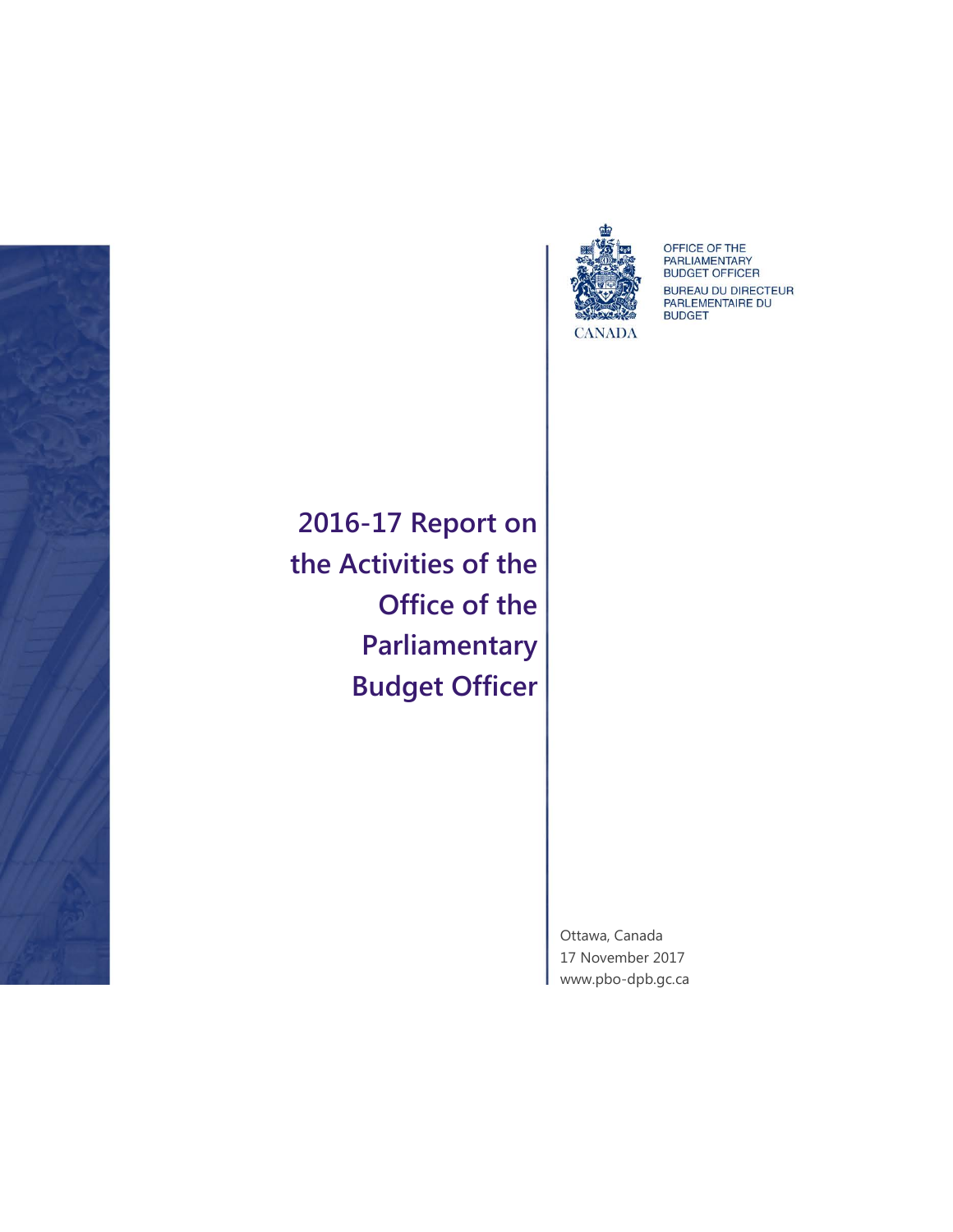OFFICE OF THE PARLIAMENTARY BUDGET OFFICER

BUREAU DU DIRECTEUR PARLEMENTAIRE DU BUDGET

CANADA

# 2016-17 Report on the Activities of the Office of the Parliamentary Budget Officer

Ottawa, Canada
17 November 2017
www.pbo-dpb.gc.ca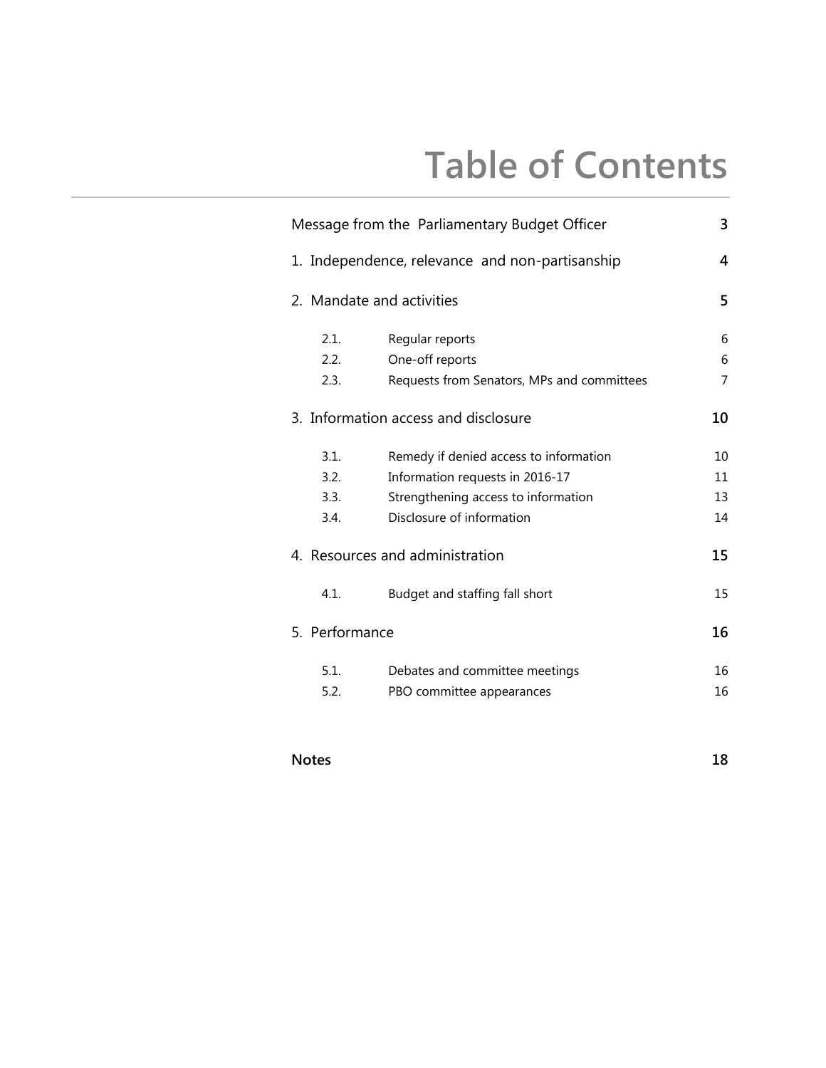# Table of Contents

| | | |
|---|---|---|
| Message from the Parliamentary Budget Officer | | 3 |
| 1. Independence, relevance and non-partisanship | | 4 |
| 2. Mandate and activities | | 5 |
| 2.1. | Regular reports | 6 |
| 2.2. | One-off reports | 6 |
| 2.3. | Requests from Senators, MPs and committees | 7 |
| 3. Information access and disclosure | | 10 |
| 3.1. | Remedy if denied access to information | 10 |
| 3.2. | Information requests in 2016-17 | 11 |
| 3.3. | Strengthening access to information | 13 |
| 3.4. | Disclosure of information | 14 |
| 4. Resources and administration | | 15 |
| 4.1. | Budget and staffing fall short | 15 |
| 5. Performance | | 16 |
| 5.1. | Debates and committee meetings | 16 |
| 5.2. | PBO committee appearances | 16 |
| **Notes** | | **18** |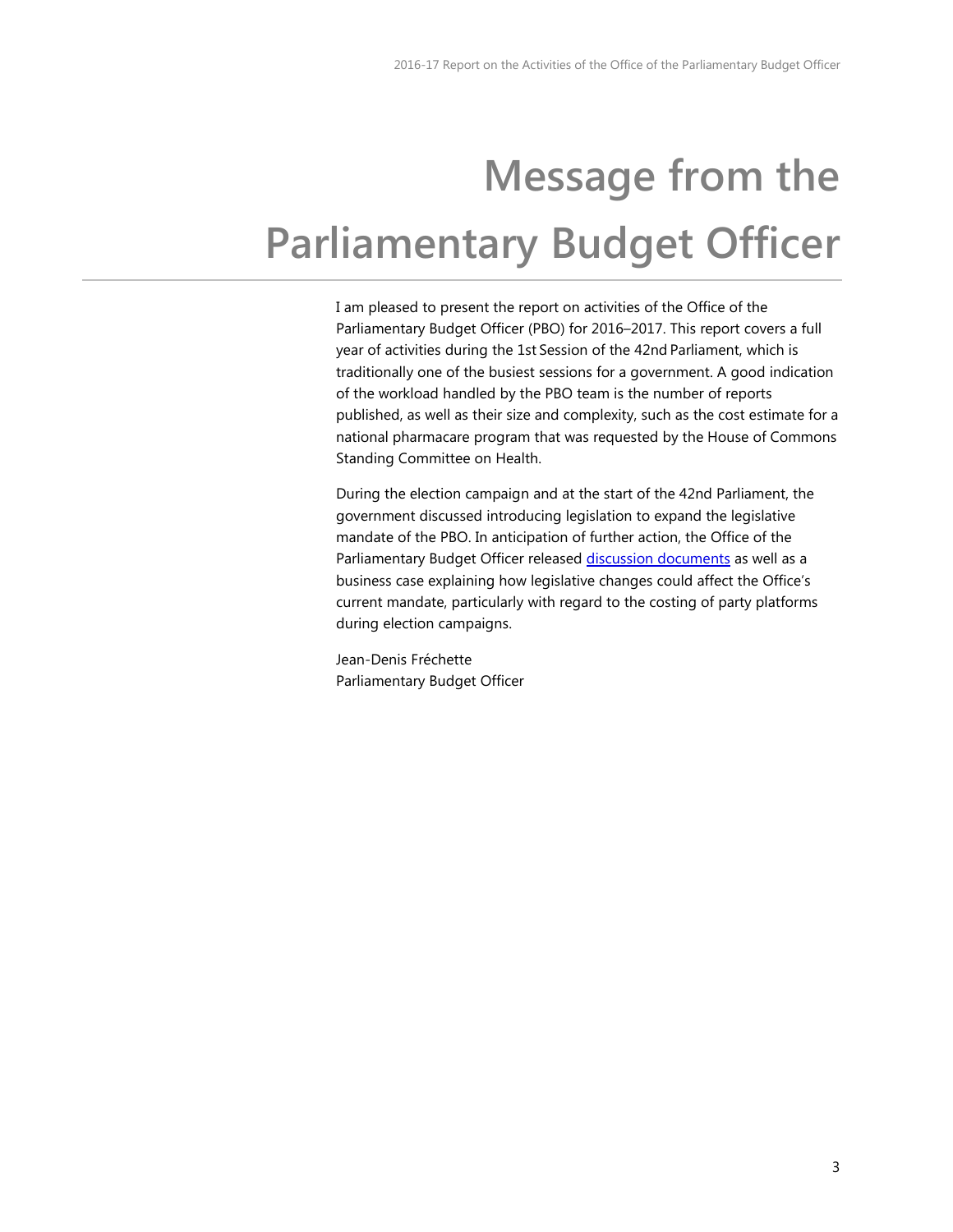# Message from the Parliamentary Budget Officer

I am pleased to present the report on activities of the Office of the Parliamentary Budget Officer (PBO) for 2016–2017. This report covers a full year of activities during the 1st Session of the 42nd Parliament, which is traditionally one of the busiest sessions for a government. A good indication of the workload handled by the PBO team is the number of reports published, as well as their size and complexity, such as the cost estimate for a national pharmacare program that was requested by the House of Commons Standing Committee on Health.

During the election campaign and at the start of the 42nd Parliament, the government discussed introducing legislation to expand the legislative mandate of the PBO. In anticipation of further action, the Office of the Parliamentary Budget Officer released discussion documents as well as a business case explaining how legislative changes could affect the Office's current mandate, particularly with regard to the costing of party platforms during election campaigns.

Jean-Denis Fréchette
Parliamentary Budget Officer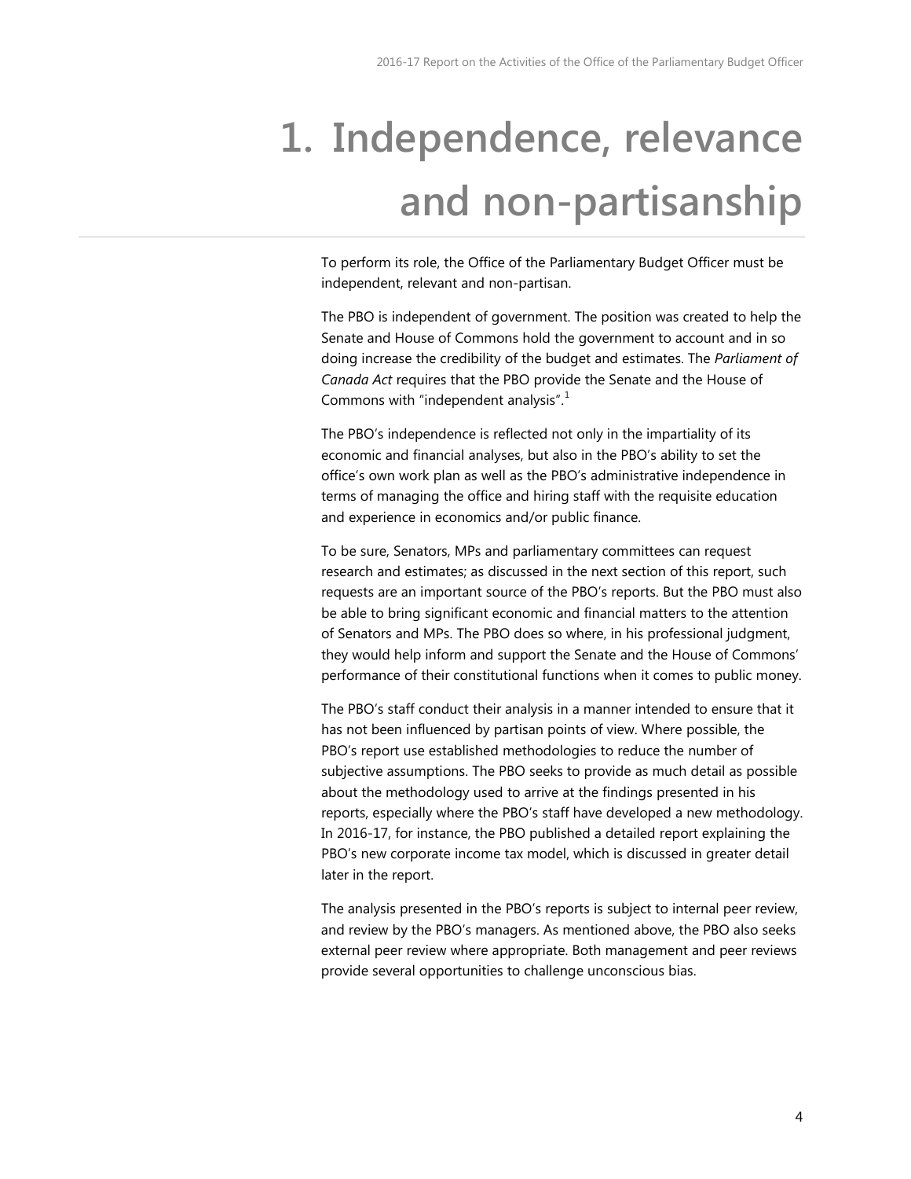# 1. Independence, relevance and non-partisanship

To perform its role, the Office of the Parliamentary Budget Officer must be independent, relevant and non-partisan.

The PBO is independent of government. The position was created to help the Senate and House of Commons hold the government to account and in so doing increase the credibility of the budget and estimates. The *Parliament of Canada Act* requires that the PBO provide the Senate and the House of Commons with "independent analysis".[1]

The PBO's independence is reflected not only in the impartiality of its economic and financial analyses, but also in the PBO's ability to set the office's own work plan as well as the PBO's administrative independence in terms of managing the office and hiring staff with the requisite education and experience in economics and/or public finance.

To be sure, Senators, MPs and parliamentary committees can request research and estimates; as discussed in the next section of this report, such requests are an important source of the PBO's reports. But the PBO must also be able to bring significant economic and financial matters to the attention of Senators and MPs. The PBO does so where, in his professional judgment, they would help inform and support the Senate and the House of Commons' performance of their constitutional functions when it comes to public money.

The PBO's staff conduct their analysis in a manner intended to ensure that it has not been influenced by partisan points of view. Where possible, the PBO's report use established methodologies to reduce the number of subjective assumptions. The PBO seeks to provide as much detail as possible about the methodology used to arrive at the findings presented in his reports, especially where the PBO's staff have developed a new methodology. In 2016-17, for instance, the PBO published a detailed report explaining the PBO's new corporate income tax model, which is discussed in greater detail later in the report.

The analysis presented in the PBO's reports is subject to internal peer review, and review by the PBO's managers. As mentioned above, the PBO also seeks external peer review where appropriate. Both management and peer reviews provide several opportunities to challenge unconscious bias.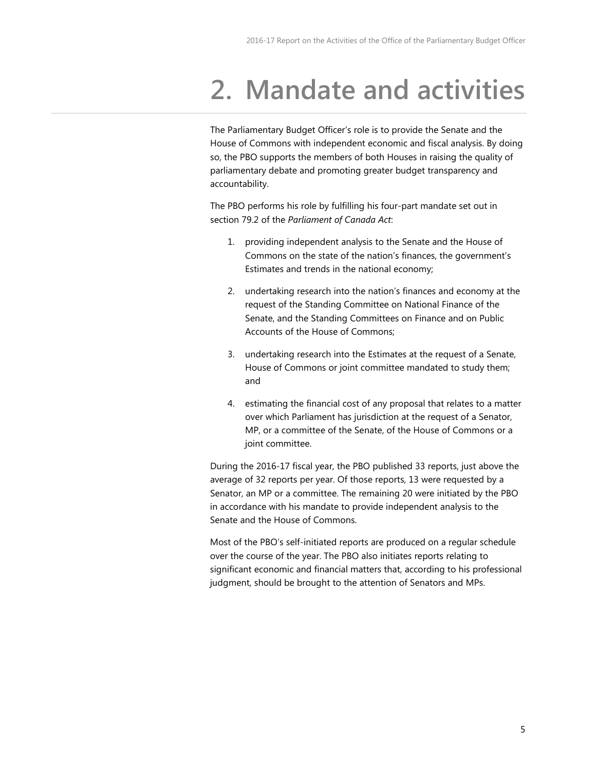# 2. Mandate and activities

The Parliamentary Budget Officer's role is to provide the Senate and the House of Commons with independent economic and fiscal analysis. By doing so, the PBO supports the members of both Houses in raising the quality of parliamentary debate and promoting greater budget transparency and accountability.

The PBO performs his role by fulfilling his four-part mandate set out in section 79.2 of the *Parliament of Canada Act*:

1. providing independent analysis to the Senate and the House of Commons on the state of the nation's finances, the government's Estimates and trends in the national economy;

2. undertaking research into the nation's finances and economy at the request of the Standing Committee on National Finance of the Senate, and the Standing Committees on Finance and on Public Accounts of the House of Commons;

3. undertaking research into the Estimates at the request of a Senate, House of Commons or joint committee mandated to study them; and

4. estimating the financial cost of any proposal that relates to a matter over which Parliament has jurisdiction at the request of a Senator, MP, or a committee of the Senate, of the House of Commons or a joint committee.

During the 2016-17 fiscal year, the PBO published 33 reports, just above the average of 32 reports per year. Of those reports, 13 were requested by a Senator, an MP or a committee. The remaining 20 were initiated by the PBO in accordance with his mandate to provide independent analysis to the Senate and the House of Commons.

Most of the PBO's self-initiated reports are produced on a regular schedule over the course of the year. The PBO also initiates reports relating to significant economic and financial matters that, according to his professional judgment, should be brought to the attention of Senators and MPs.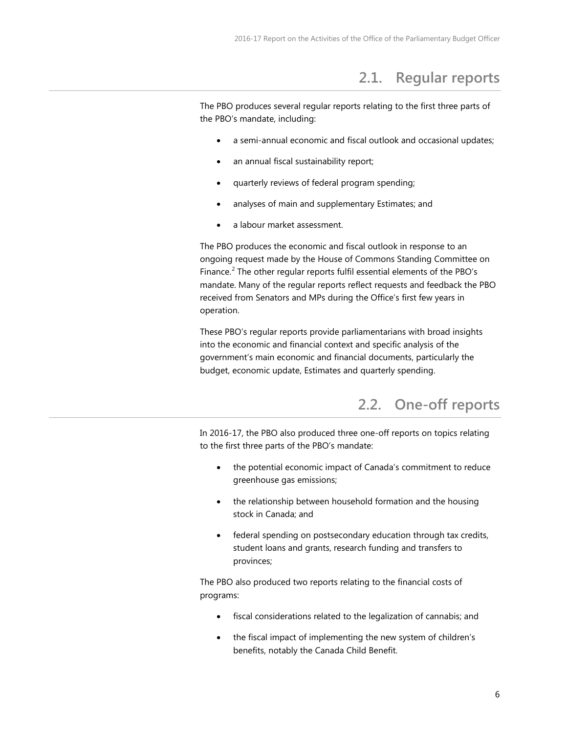## 2.1. Regular reports

The PBO produces several regular reports relating to the first three parts of the PBO's mandate, including:

- a semi-annual economic and fiscal outlook and occasional updates;
- an annual fiscal sustainability report;
- quarterly reviews of federal program spending;
- analyses of main and supplementary Estimates; and
- a labour market assessment.

The PBO produces the economic and fiscal outlook in response to an ongoing request made by the House of Commons Standing Committee on Finance.[2] The other regular reports fulfil essential elements of the PBO's mandate. Many of the regular reports reflect requests and feedback the PBO received from Senators and MPs during the Office's first few years in operation.

These PBO's regular reports provide parliamentarians with broad insights into the economic and financial context and specific analysis of the government's main economic and financial documents, particularly the budget, economic update, Estimates and quarterly spending.

## 2.2. One-off reports

In 2016-17, the PBO also produced three one-off reports on topics relating to the first three parts of the PBO's mandate:

- the potential economic impact of Canada's commitment to reduce greenhouse gas emissions;
- the relationship between household formation and the housing stock in Canada; and
- federal spending on postsecondary education through tax credits, student loans and grants, research funding and transfers to provinces;

The PBO also produced two reports relating to the financial costs of programs:

- fiscal considerations related to the legalization of cannabis; and
- the fiscal impact of implementing the new system of children's benefits, notably the Canada Child Benefit.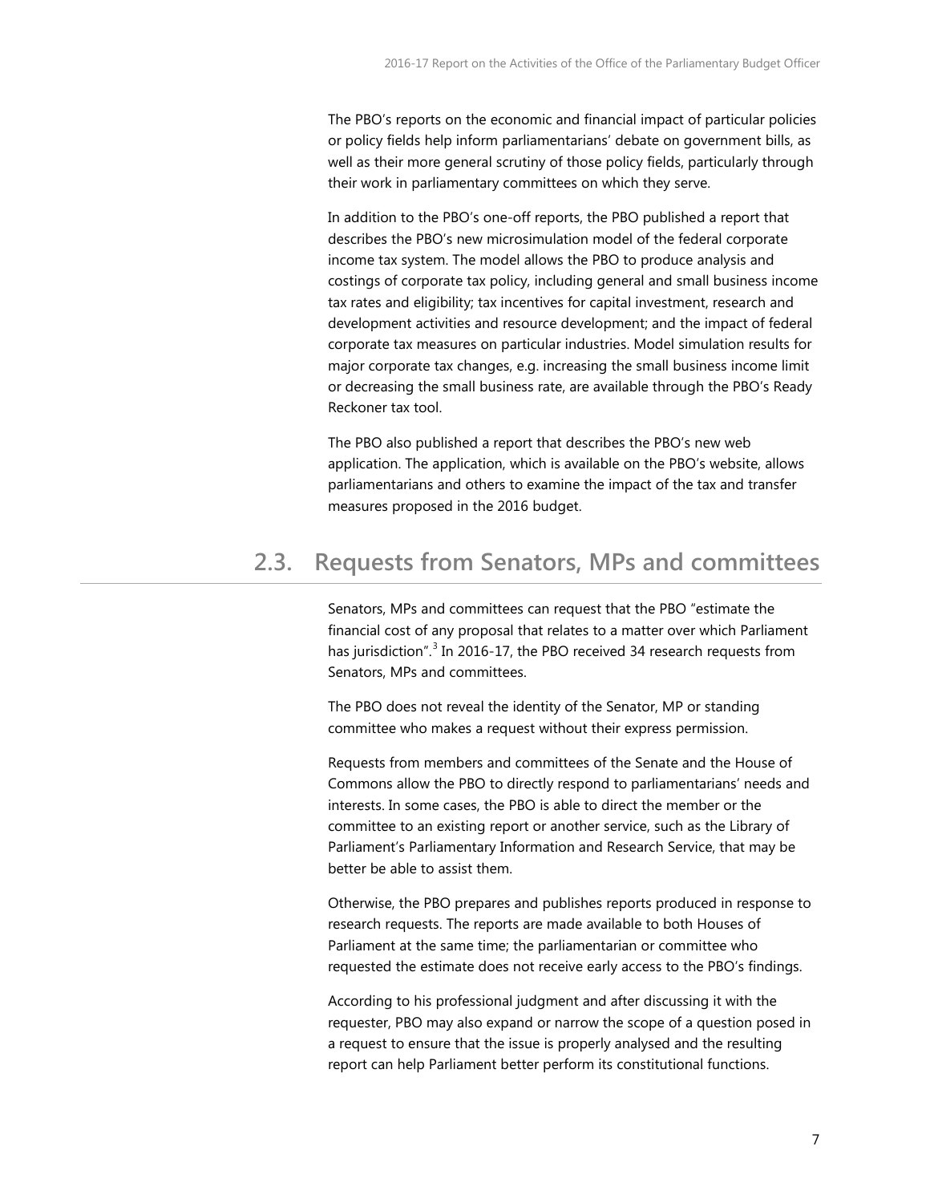The PBO's reports on the economic and financial impact of particular policies or policy fields help inform parliamentarians' debate on government bills, as well as their more general scrutiny of those policy fields, particularly through their work in parliamentary committees on which they serve.

In addition to the PBO's one-off reports, the PBO published a report that describes the PBO's new microsimulation model of the federal corporate income tax system. The model allows the PBO to produce analysis and costings of corporate tax policy, including general and small business income tax rates and eligibility; tax incentives for capital investment, research and development activities and resource development; and the impact of federal corporate tax measures on particular industries. Model simulation results for major corporate tax changes, e.g. increasing the small business income limit or decreasing the small business rate, are available through the PBO's Ready Reckoner tax tool.

The PBO also published a report that describes the PBO's new web application. The application, which is available on the PBO's website, allows parliamentarians and others to examine the impact of the tax and transfer measures proposed in the 2016 budget.

## 2.3. Requests from Senators, MPs and committees

Senators, MPs and committees can request that the PBO "estimate the financial cost of any proposal that relates to a matter over which Parliament has jurisdiction".[3] In 2016-17, the PBO received 34 research requests from Senators, MPs and committees.

The PBO does not reveal the identity of the Senator, MP or standing committee who makes a request without their express permission.

Requests from members and committees of the Senate and the House of Commons allow the PBO to directly respond to parliamentarians' needs and interests. In some cases, the PBO is able to direct the member or the committee to an existing report or another service, such as the Library of Parliament's Parliamentary Information and Research Service, that may be better be able to assist them.

Otherwise, the PBO prepares and publishes reports produced in response to research requests. The reports are made available to both Houses of Parliament at the same time; the parliamentarian or committee who requested the estimate does not receive early access to the PBO's findings.

According to his professional judgment and after discussing it with the requester, PBO may also expand or narrow the scope of a question posed in a request to ensure that the issue is properly analysed and the resulting report can help Parliament better perform its constitutional functions.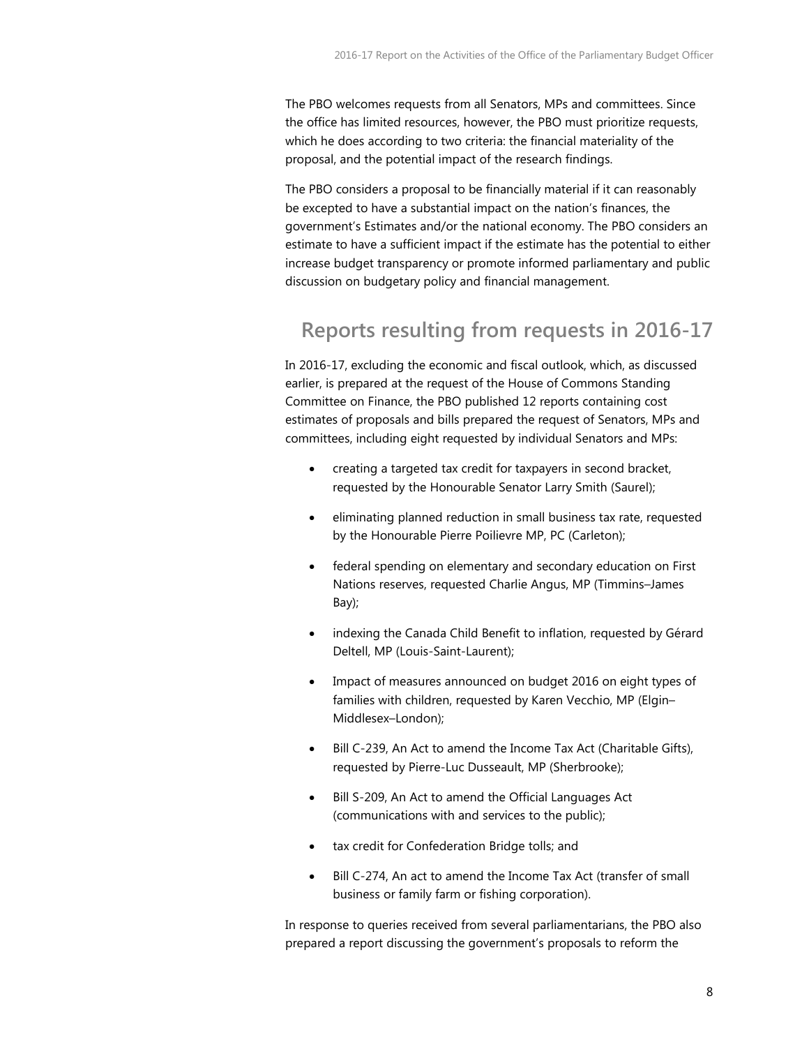The PBO welcomes requests from all Senators, MPs and committees. Since the office has limited resources, however, the PBO must prioritize requests, which he does according to two criteria: the financial materiality of the proposal, and the potential impact of the research findings.

The PBO considers a proposal to be financially material if it can reasonably be excepted to have a substantial impact on the nation's finances, the government's Estimates and/or the national economy. The PBO considers an estimate to have a sufficient impact if the estimate has the potential to either increase budget transparency or promote informed parliamentary and public discussion on budgetary policy and financial management.

## Reports resulting from requests in 2016-17

In 2016-17, excluding the economic and fiscal outlook, which, as discussed earlier, is prepared at the request of the House of Commons Standing Committee on Finance, the PBO published 12 reports containing cost estimates of proposals and bills prepared the request of Senators, MPs and committees, including eight requested by individual Senators and MPs:

- creating a targeted tax credit for taxpayers in second bracket, requested by the Honourable Senator Larry Smith (Saurel);
- eliminating planned reduction in small business tax rate, requested by the Honourable Pierre Poilievre MP, PC (Carleton);
- federal spending on elementary and secondary education on First Nations reserves, requested Charlie Angus, MP (Timmins–James Bay);
- indexing the Canada Child Benefit to inflation, requested by Gérard Deltell, MP (Louis-Saint-Laurent);
- Impact of measures announced on budget 2016 on eight types of families with children, requested by Karen Vecchio, MP (Elgin–Middlesex–London);
- Bill C-239, An Act to amend the Income Tax Act (Charitable Gifts), requested by Pierre-Luc Dusseault, MP (Sherbrooke);
- Bill S-209, An Act to amend the Official Languages Act (communications with and services to the public);
- tax credit for Confederation Bridge tolls; and
- Bill C-274, An act to amend the Income Tax Act (transfer of small business or family farm or fishing corporation).

In response to queries received from several parliamentarians, the PBO also prepared a report discussing the government's proposals to reform the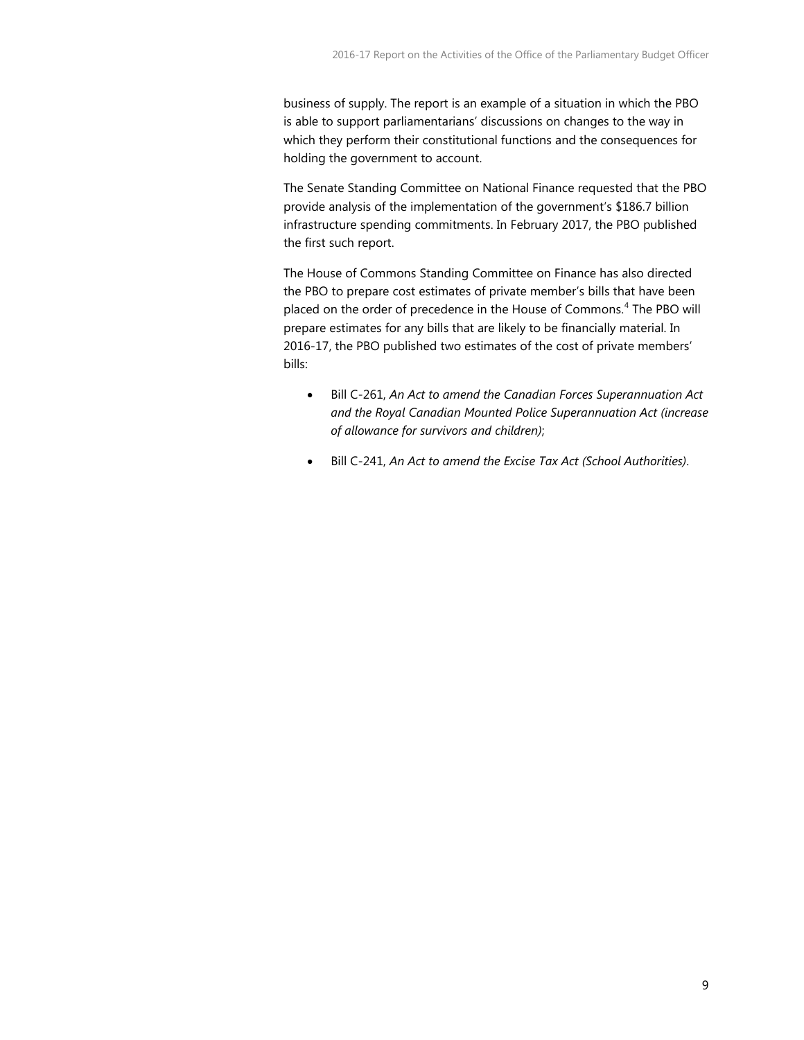business of supply. The report is an example of a situation in which the PBO is able to support parliamentarians' discussions on changes to the way in which they perform their constitutional functions and the consequences for holding the government to account.

The Senate Standing Committee on National Finance requested that the PBO provide analysis of the implementation of the government's $186.7 billion infrastructure spending commitments. In February 2017, the PBO published the first such report.

The House of Commons Standing Committee on Finance has also directed the PBO to prepare cost estimates of private member's bills that have been placed on the order of precedence in the House of Commons.[4] The PBO will prepare estimates for any bills that are likely to be financially material. In 2016-17, the PBO published two estimates of the cost of private members' bills:

- Bill C-261, *An Act to amend the Canadian Forces Superannuation Act and the Royal Canadian Mounted Police Superannuation Act (increase of allowance for survivors and children)*;
- Bill C-241, *An Act to amend the Excise Tax Act (School Authorities)*.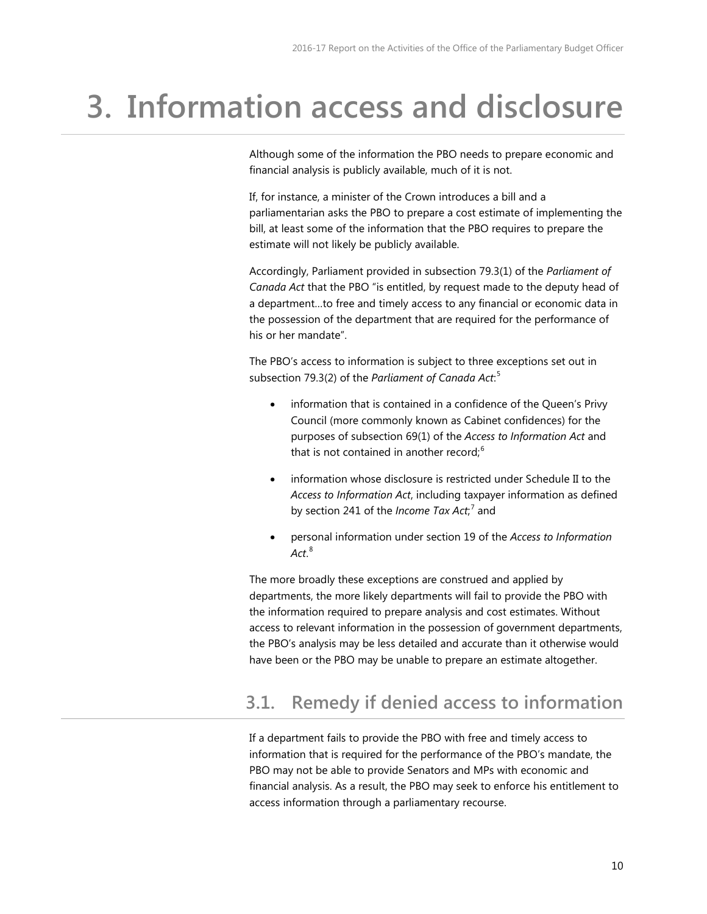# 3. Information access and disclosure

Although some of the information the PBO needs to prepare economic and financial analysis is publicly available, much of it is not.

If, for instance, a minister of the Crown introduces a bill and a parliamentarian asks the PBO to prepare a cost estimate of implementing the bill, at least some of the information that the PBO requires to prepare the estimate will not likely be publicly available.

Accordingly, Parliament provided in subsection 79.3(1) of the *Parliament of Canada Act* that the PBO "is entitled, by request made to the deputy head of a department…to free and timely access to any financial or economic data in the possession of the department that are required for the performance of his or her mandate".

The PBO's access to information is subject to three exceptions set out in subsection 79.3(2) of the *Parliament of Canada Act*:[5]

- information that is contained in a confidence of the Queen's Privy Council (more commonly known as Cabinet confidences) for the purposes of subsection 69(1) of the *Access to Information Act* and that is not contained in another record;[6]
- information whose disclosure is restricted under Schedule II to the *Access to Information Act*, including taxpayer information as defined by section 241 of the *Income Tax Act*;[7] and
- personal information under section 19 of the *Access to Information Act*.[8]

The more broadly these exceptions are construed and applied by departments, the more likely departments will fail to provide the PBO with the information required to prepare analysis and cost estimates. Without access to relevant information in the possession of government departments, the PBO's analysis may be less detailed and accurate than it otherwise would have been or the PBO may be unable to prepare an estimate altogether.

## 3.1. Remedy if denied access to information

If a department fails to provide the PBO with free and timely access to information that is required for the performance of the PBO's mandate, the PBO may not be able to provide Senators and MPs with economic and financial analysis. As a result, the PBO may seek to enforce his entitlement to access information through a parliamentary recourse.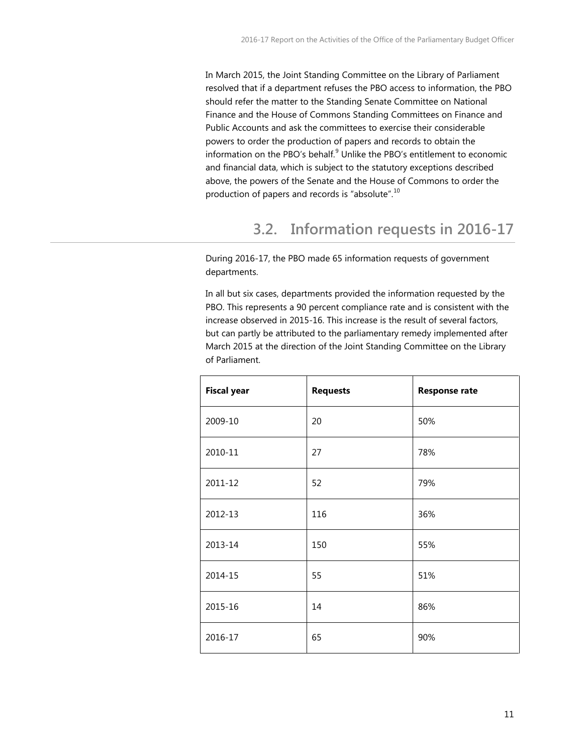In March 2015, the Joint Standing Committee on the Library of Parliament resolved that if a department refuses the PBO access to information, the PBO should refer the matter to the Standing Senate Committee on National Finance and the House of Commons Standing Committees on Finance and Public Accounts and ask the committees to exercise their considerable powers to order the production of papers and records to obtain the information on the PBO's behalf.[9] Unlike the PBO's entitlement to economic and financial data, which is subject to the statutory exceptions described above, the powers of the Senate and the House of Commons to order the production of papers and records is "absolute".[10]

## 3.2. Information requests in 2016-17

During 2016-17, the PBO made 65 information requests of government departments.

In all but six cases, departments provided the information requested by the PBO. This represents a 90 percent compliance rate and is consistent with the increase observed in 2015-16. This increase is the result of several factors, but can partly be attributed to the parliamentary remedy implemented after March 2015 at the direction of the Joint Standing Committee on the Library of Parliament.

| Fiscal year | Requests | Response rate |
|---|---|---|
| 2009-10 | 20 | 50% |
| 2010-11 | 27 | 78% |
| 2011-12 | 52 | 79% |
| 2012-13 | 116 | 36% |
| 2013-14 | 150 | 55% |
| 2014-15 | 55 | 51% |
| 2015-16 | 14 | 86% |
| 2016-17 | 65 | 90% |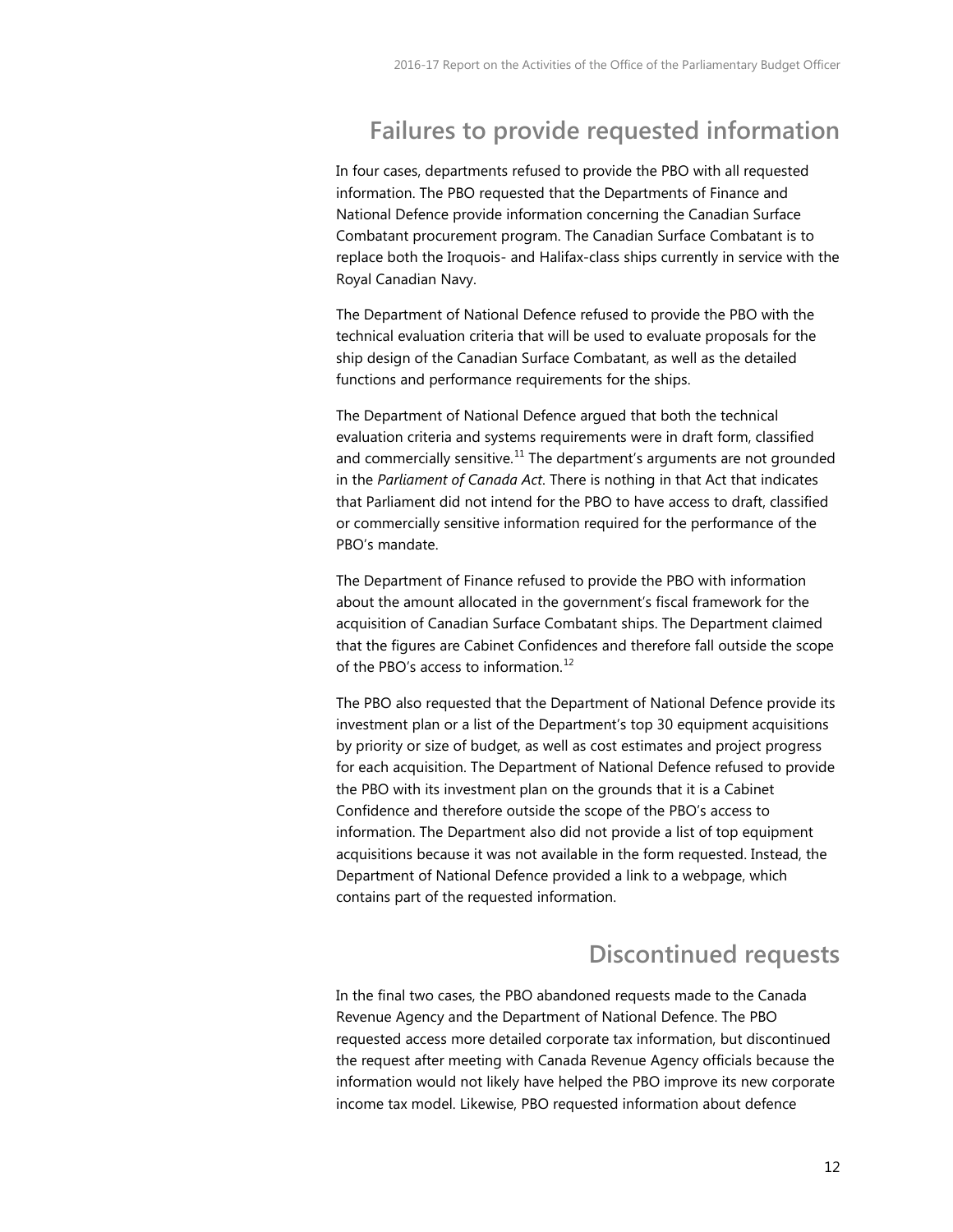## Failures to provide requested information

In four cases, departments refused to provide the PBO with all requested information. The PBO requested that the Departments of Finance and National Defence provide information concerning the Canadian Surface Combatant procurement program. The Canadian Surface Combatant is to replace both the Iroquois- and Halifax-class ships currently in service with the Royal Canadian Navy.

The Department of National Defence refused to provide the PBO with the technical evaluation criteria that will be used to evaluate proposals for the ship design of the Canadian Surface Combatant, as well as the detailed functions and performance requirements for the ships.

The Department of National Defence argued that both the technical evaluation criteria and systems requirements were in draft form, classified and commercially sensitive.[11] The department's arguments are not grounded in the *Parliament of Canada Act*. There is nothing in that Act that indicates that Parliament did not intend for the PBO to have access to draft, classified or commercially sensitive information required for the performance of the PBO's mandate.

The Department of Finance refused to provide the PBO with information about the amount allocated in the government's fiscal framework for the acquisition of Canadian Surface Combatant ships. The Department claimed that the figures are Cabinet Confidences and therefore fall outside the scope of the PBO's access to information.[12]

The PBO also requested that the Department of National Defence provide its investment plan or a list of the Department's top 30 equipment acquisitions by priority or size of budget, as well as cost estimates and project progress for each acquisition. The Department of National Defence refused to provide the PBO with its investment plan on the grounds that it is a Cabinet Confidence and therefore outside the scope of the PBO's access to information. The Department also did not provide a list of top equipment acquisitions because it was not available in the form requested. Instead, the Department of National Defence provided a link to a webpage, which contains part of the requested information.

## Discontinued requests

In the final two cases, the PBO abandoned requests made to the Canada Revenue Agency and the Department of National Defence. The PBO requested access more detailed corporate tax information, but discontinued the request after meeting with Canada Revenue Agency officials because the information would not likely have helped the PBO improve its new corporate income tax model. Likewise, PBO requested information about defence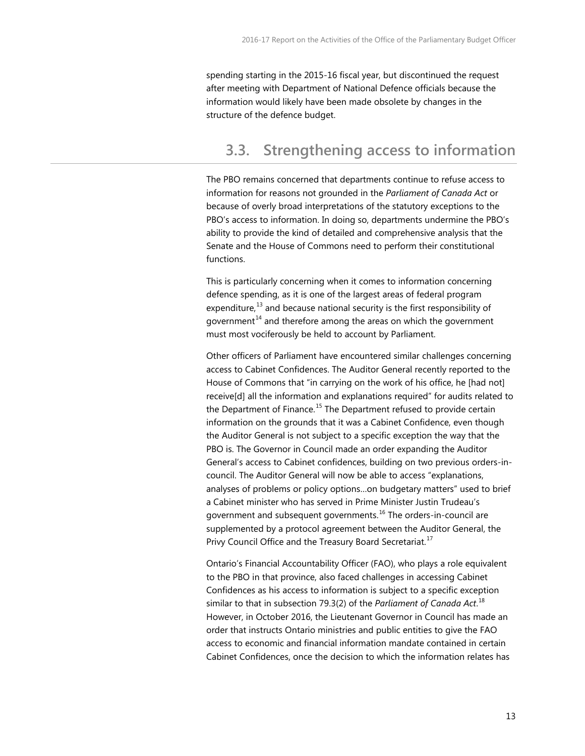spending starting in the 2015-16 fiscal year, but discontinued the request after meeting with Department of National Defence officials because the information would likely have been made obsolete by changes in the structure of the defence budget.

## 3.3. Strengthening access to information

The PBO remains concerned that departments continue to refuse access to information for reasons not grounded in the *Parliament of Canada Act* or because of overly broad interpretations of the statutory exceptions to the PBO's access to information. In doing so, departments undermine the PBO's ability to provide the kind of detailed and comprehensive analysis that the Senate and the House of Commons need to perform their constitutional functions.

This is particularly concerning when it comes to information concerning defence spending, as it is one of the largest areas of federal program expenditure,[13] and because national security is the first responsibility of government[14] and therefore among the areas on which the government must most vociferously be held to account by Parliament.

Other officers of Parliament have encountered similar challenges concerning access to Cabinet Confidences. The Auditor General recently reported to the House of Commons that "in carrying on the work of his office, he [had not] receive[d] all the information and explanations required" for audits related to the Department of Finance.[15] The Department refused to provide certain information on the grounds that it was a Cabinet Confidence, even though the Auditor General is not subject to a specific exception the way that the PBO is. The Governor in Council made an order expanding the Auditor General's access to Cabinet confidences, building on two previous orders-in-council. The Auditor General will now be able to access "explanations, analyses of problems or policy options…on budgetary matters" used to brief a Cabinet minister who has served in Prime Minister Justin Trudeau's government and subsequent governments.[16] The orders-in-council are supplemented by a protocol agreement between the Auditor General, the Privy Council Office and the Treasury Board Secretariat.[17]

Ontario's Financial Accountability Officer (FAO), who plays a role equivalent to the PBO in that province, also faced challenges in accessing Cabinet Confidences as his access to information is subject to a specific exception similar to that in subsection 79.3(2) of the *Parliament of Canada Act*.[18] However, in October 2016, the Lieutenant Governor in Council has made an order that instructs Ontario ministries and public entities to give the FAO access to economic and financial information mandate contained in certain Cabinet Confidences, once the decision to which the information relates has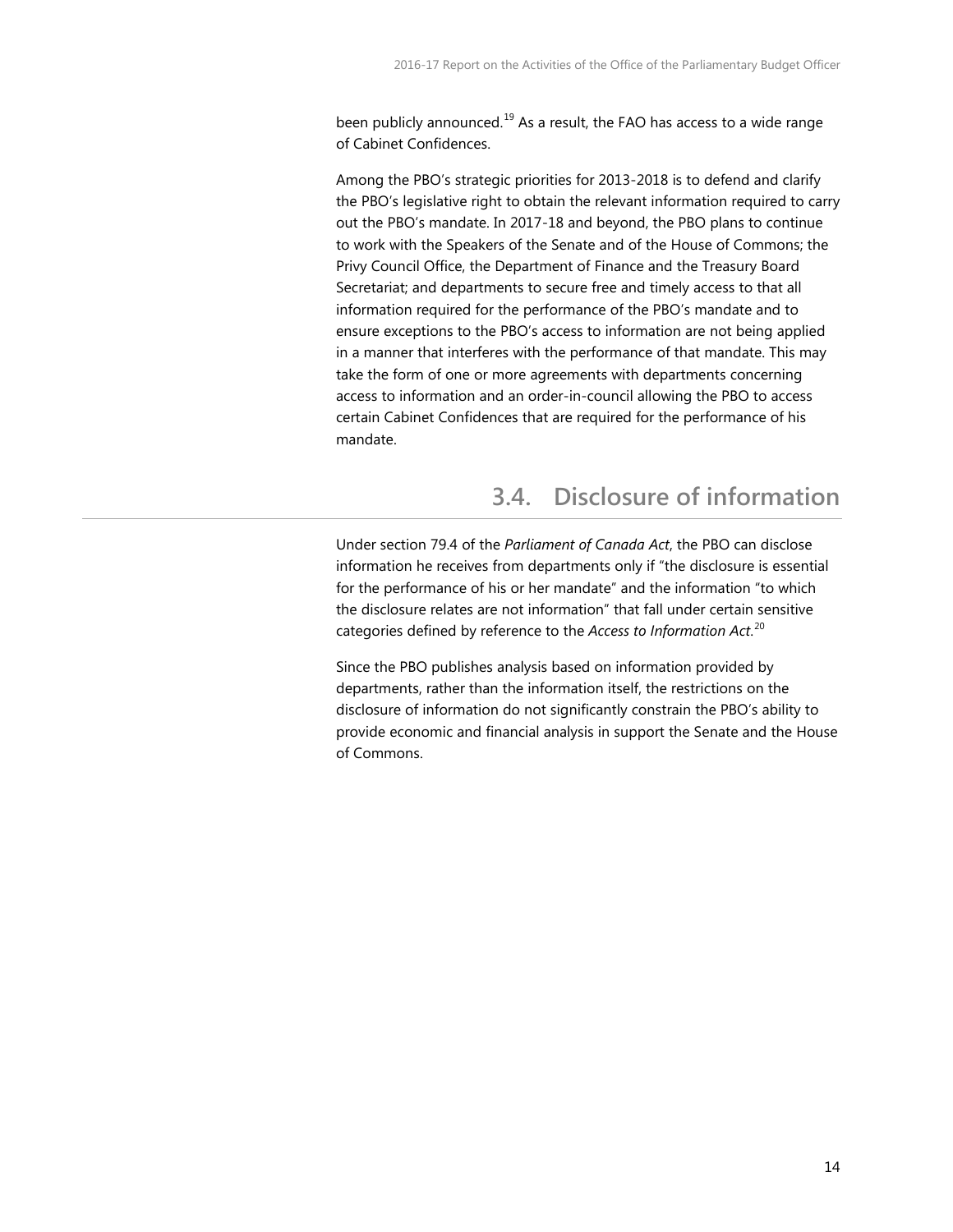been publicly announced.[19] As a result, the FAO has access to a wide range of Cabinet Confidences.

Among the PBO's strategic priorities for 2013-2018 is to defend and clarify the PBO's legislative right to obtain the relevant information required to carry out the PBO's mandate. In 2017-18 and beyond, the PBO plans to continue to work with the Speakers of the Senate and of the House of Commons; the Privy Council Office, the Department of Finance and the Treasury Board Secretariat; and departments to secure free and timely access to that all information required for the performance of the PBO's mandate and to ensure exceptions to the PBO's access to information are not being applied in a manner that interferes with the performance of that mandate. This may take the form of one or more agreements with departments concerning access to information and an order-in-council allowing the PBO to access certain Cabinet Confidences that are required for the performance of his mandate.

## 3.4. Disclosure of information

Under section 79.4 of the *Parliament of Canada Act*, the PBO can disclose information he receives from departments only if "the disclosure is essential for the performance of his or her mandate" and the information "to which the disclosure relates are not information" that fall under certain sensitive categories defined by reference to the *Access to Information Act*.[20]

Since the PBO publishes analysis based on information provided by departments, rather than the information itself, the restrictions on the disclosure of information do not significantly constrain the PBO's ability to provide economic and financial analysis in support the Senate and the House of Commons.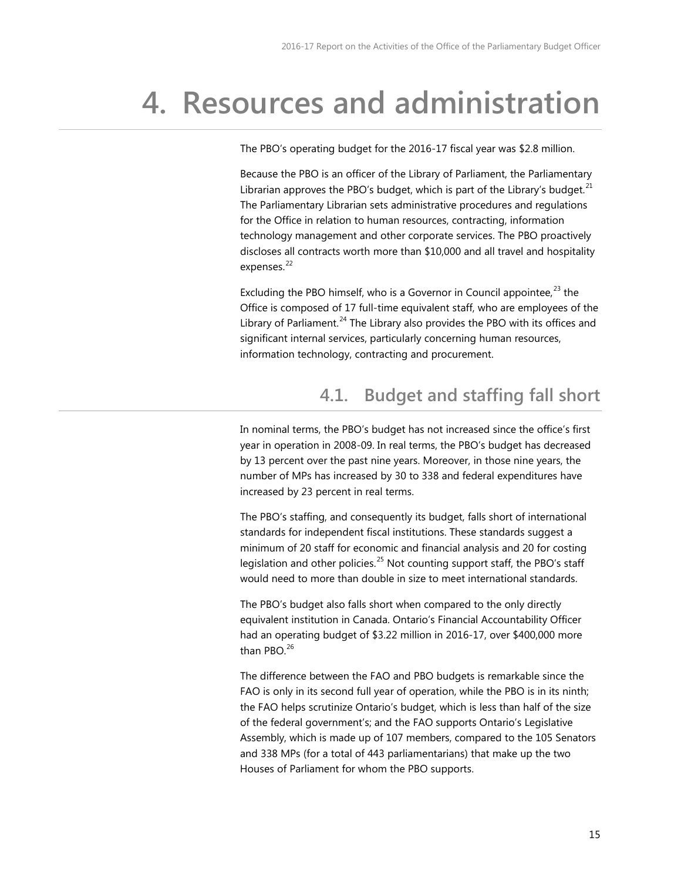# 4. Resources and administration

The PBO's operating budget for the 2016-17 fiscal year was $2.8 million.

Because the PBO is an officer of the Library of Parliament, the Parliamentary Librarian approves the PBO's budget, which is part of the Library's budget.[21] The Parliamentary Librarian sets administrative procedures and regulations for the Office in relation to human resources, contracting, information technology management and other corporate services. The PBO proactively discloses all contracts worth more than $10,000 and all travel and hospitality expenses.[22]

Excluding the PBO himself, who is a Governor in Council appointee,[23] the Office is composed of 17 full-time equivalent staff, who are employees of the Library of Parliament.[24] The Library also provides the PBO with its offices and significant internal services, particularly concerning human resources, information technology, contracting and procurement.

## 4.1. Budget and staffing fall short

In nominal terms, the PBO's budget has not increased since the office's first year in operation in 2008-09. In real terms, the PBO's budget has decreased by 13 percent over the past nine years. Moreover, in those nine years, the number of MPs has increased by 30 to 338 and federal expenditures have increased by 23 percent in real terms.

The PBO's staffing, and consequently its budget, falls short of international standards for independent fiscal institutions. These standards suggest a minimum of 20 staff for economic and financial analysis and 20 for costing legislation and other policies.[25] Not counting support staff, the PBO's staff would need to more than double in size to meet international standards.

The PBO's budget also falls short when compared to the only directly equivalent institution in Canada. Ontario's Financial Accountability Officer had an operating budget of $3.22 million in 2016-17, over $400,000 more than PBO.[26]

The difference between the FAO and PBO budgets is remarkable since the FAO is only in its second full year of operation, while the PBO is in its ninth; the FAO helps scrutinize Ontario's budget, which is less than half of the size of the federal government's; and the FAO supports Ontario's Legislative Assembly, which is made up of 107 members, compared to the 105 Senators and 338 MPs (for a total of 443 parliamentarians) that make up the two Houses of Parliament for whom the PBO supports.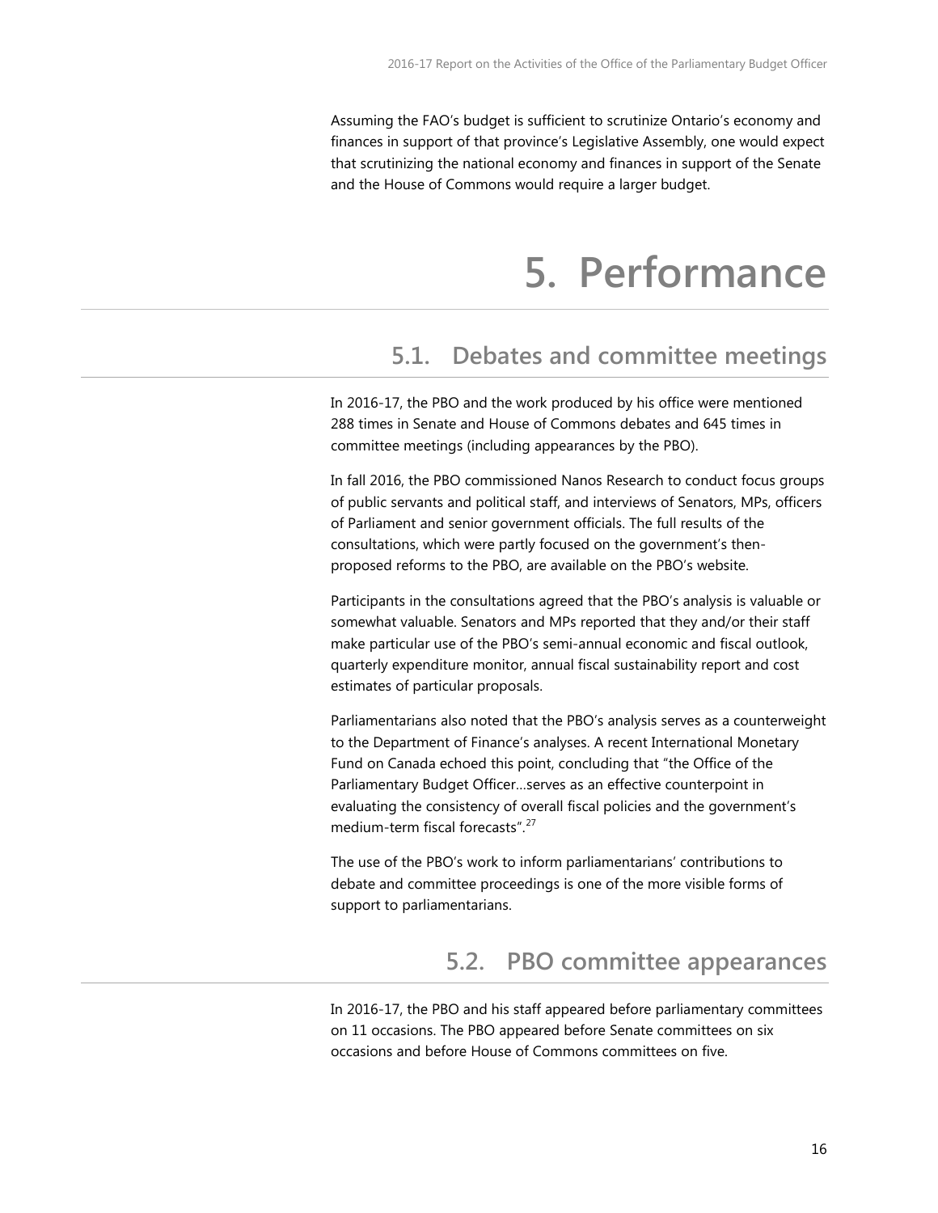Assuming the FAO's budget is sufficient to scrutinize Ontario's economy and finances in support of that province's Legislative Assembly, one would expect that scrutinizing the national economy and finances in support of the Senate and the House of Commons would require a larger budget.

# 5. Performance

## 5.1. Debates and committee meetings

In 2016-17, the PBO and the work produced by his office were mentioned 288 times in Senate and House of Commons debates and 645 times in committee meetings (including appearances by the PBO).

In fall 2016, the PBO commissioned Nanos Research to conduct focus groups of public servants and political staff, and interviews of Senators, MPs, officers of Parliament and senior government officials. The full results of the consultations, which were partly focused on the government's then-proposed reforms to the PBO, are available on the PBO's website.

Participants in the consultations agreed that the PBO's analysis is valuable or somewhat valuable. Senators and MPs reported that they and/or their staff make particular use of the PBO's semi-annual economic and fiscal outlook, quarterly expenditure monitor, annual fiscal sustainability report and cost estimates of particular proposals.

Parliamentarians also noted that the PBO's analysis serves as a counterweight to the Department of Finance's analyses. A recent International Monetary Fund on Canada echoed this point, concluding that "the Office of the Parliamentary Budget Officer…serves as an effective counterpoint in evaluating the consistency of overall fiscal policies and the government's medium-term fiscal forecasts".[27]

The use of the PBO's work to inform parliamentarians' contributions to debate and committee proceedings is one of the more visible forms of support to parliamentarians.

## 5.2. PBO committee appearances

In 2016-17, the PBO and his staff appeared before parliamentary committees on 11 occasions. The PBO appeared before Senate committees on six occasions and before House of Commons committees on five.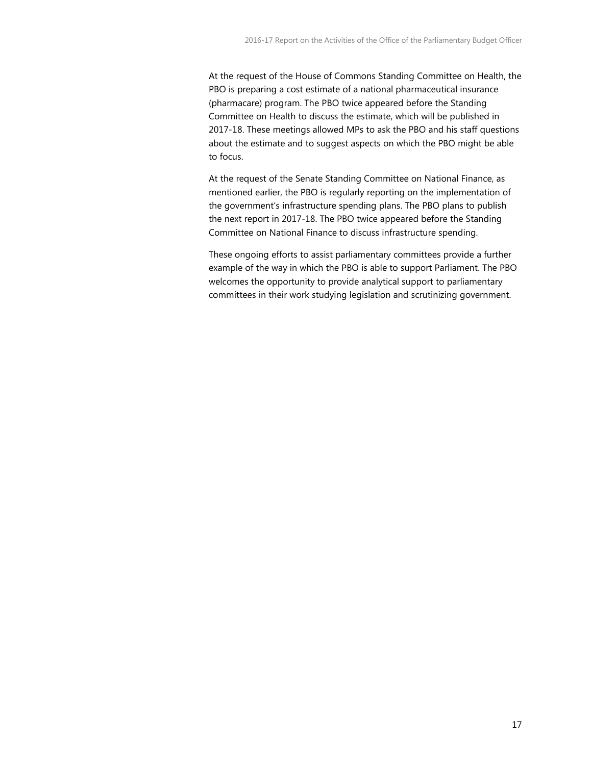At the request of the House of Commons Standing Committee on Health, the PBO is preparing a cost estimate of a national pharmaceutical insurance (pharmacare) program. The PBO twice appeared before the Standing Committee on Health to discuss the estimate, which will be published in 2017-18. These meetings allowed MPs to ask the PBO and his staff questions about the estimate and to suggest aspects on which the PBO might be able to focus.

At the request of the Senate Standing Committee on National Finance, as mentioned earlier, the PBO is regularly reporting on the implementation of the government's infrastructure spending plans. The PBO plans to publish the next report in 2017-18. The PBO twice appeared before the Standing Committee on National Finance to discuss infrastructure spending.

These ongoing efforts to assist parliamentary committees provide a further example of the way in which the PBO is able to support Parliament. The PBO welcomes the opportunity to provide analytical support to parliamentary committees in their work studying legislation and scrutinizing government.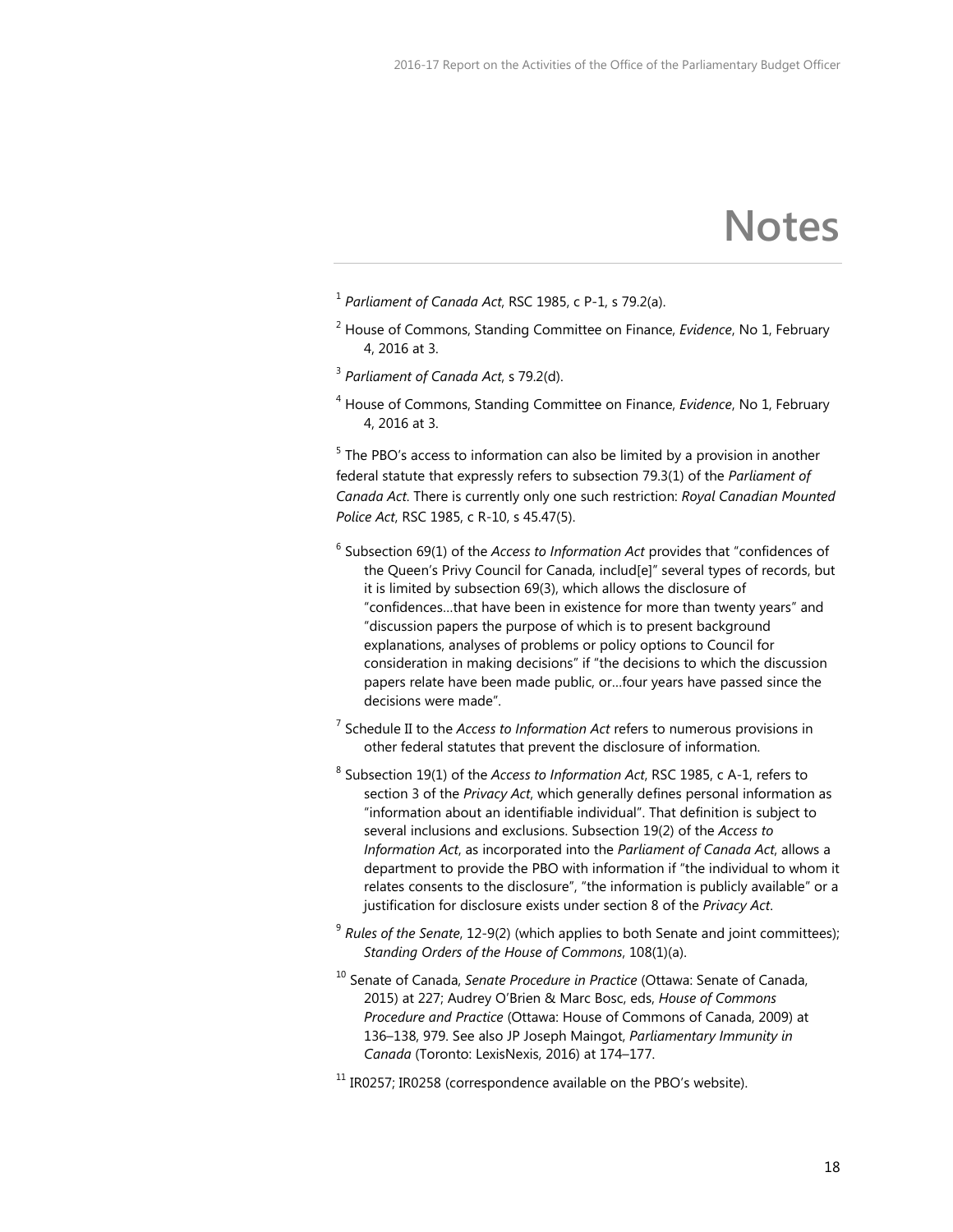# Notes

[1] *Parliament of Canada Act*, RSC 1985, c P-1, s 79.2(a).

[2] House of Commons, Standing Committee on Finance, *Evidence*, No 1, February 4, 2016 at 3.

[3] *Parliament of Canada Act*, s 79.2(d).

[4] House of Commons, Standing Committee on Finance, *Evidence*, No 1, February 4, 2016 at 3.

[5] The PBO's access to information can also be limited by a provision in another federal statute that expressly refers to subsection 79.3(1) of the *Parliament of Canada Act*. There is currently only one such restriction: *Royal Canadian Mounted Police Act*, RSC 1985, c R-10, s 45.47(5).

[6] Subsection 69(1) of the *Access to Information Act* provides that "confidences of the Queen's Privy Council for Canada, includ[e]" several types of records, but it is limited by subsection 69(3), which allows the disclosure of "confidences…that have been in existence for more than twenty years" and "discussion papers the purpose of which is to present background explanations, analyses of problems or policy options to Council for consideration in making decisions" if "the decisions to which the discussion papers relate have been made public, or…four years have passed since the decisions were made".

[7] Schedule II to the *Access to Information Act* refers to numerous provisions in other federal statutes that prevent the disclosure of information.

[8] Subsection 19(1) of the *Access to Information Act*, RSC 1985, c A-1, refers to section 3 of the *Privacy Act*, which generally defines personal information as "information about an identifiable individual". That definition is subject to several inclusions and exclusions. Subsection 19(2) of the *Access to Information Act*, as incorporated into the *Parliament of Canada Act*, allows a department to provide the PBO with information if "the individual to whom it relates consents to the disclosure", "the information is publicly available" or a justification for disclosure exists under section 8 of the *Privacy Act*.

[9] *Rules of the Senate*, 12-9(2) (which applies to both Senate and joint committees); *Standing Orders of the House of Commons*, 108(1)(a).

[10] Senate of Canada, *Senate Procedure in Practice* (Ottawa: Senate of Canada, 2015) at 227; Audrey O'Brien & Marc Bosc, eds, *House of Commons Procedure and Practice* (Ottawa: House of Commons of Canada, 2009) at 136–138, 979. See also JP Joseph Maingot, *Parliamentary Immunity in Canada* (Toronto: LexisNexis, 2016) at 174–177.

[11] IR0257; IR0258 (correspondence available on the PBO's website).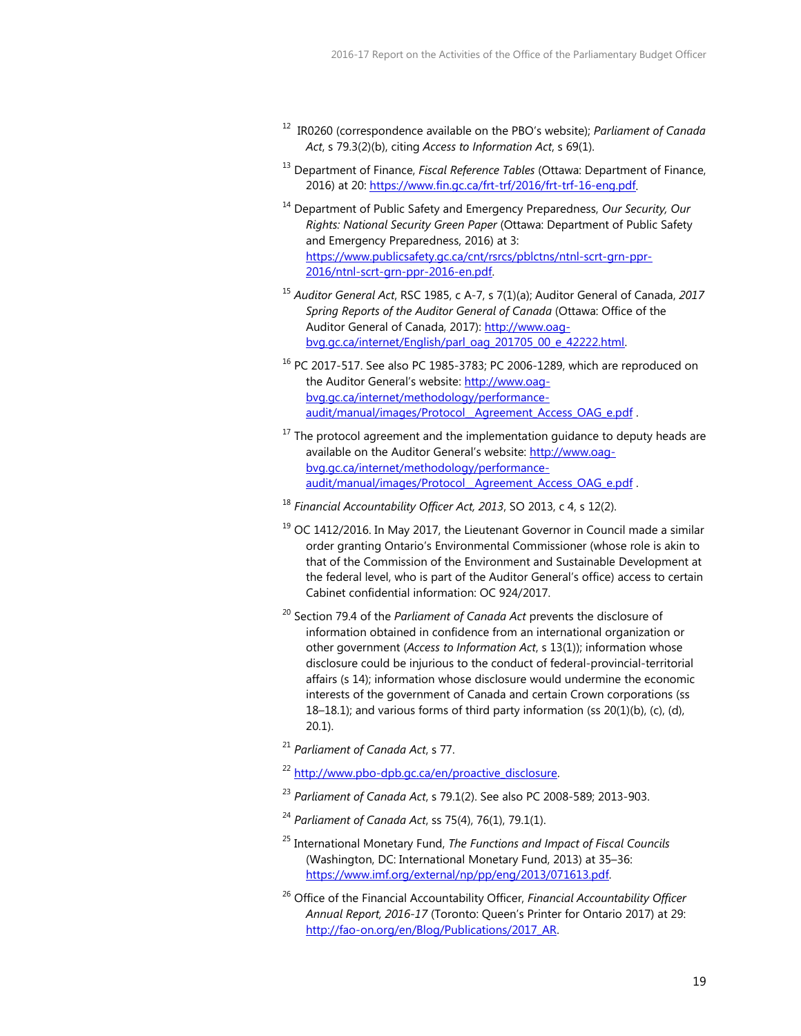[12] IR0260 (correspondence available on the PBO's website); *Parliament of Canada Act*, s 79.3(2)(b), citing *Access to Information Act*, s 69(1).

[13] Department of Finance, *Fiscal Reference Tables* (Ottawa: Department of Finance, 2016) at 20: https://www.fin.gc.ca/frt-trf/2016/frt-trf-16-eng.pdf.

[14] Department of Public Safety and Emergency Preparedness, *Our Security, Our Rights: National Security Green Paper* (Ottawa: Department of Public Safety and Emergency Preparedness, 2016) at 3: https://www.publicsafety.gc.ca/cnt/rsrcs/pblctns/ntnl-scrt-grn-ppr-2016/ntnl-scrt-grn-ppr-2016-en.pdf.

[15] *Auditor General Act*, RSC 1985, c A-7, s 7(1)(a); Auditor General of Canada, *2017 Spring Reports of the Auditor General of Canada* (Ottawa: Office of the Auditor General of Canada, 2017): http://www.oag-bvg.gc.ca/internet/English/parl_oag_201705_00_e_42222.html.

[16] PC 2017-517. See also PC 1985-3783; PC 2006-1289, which are reproduced on the Auditor General's website: http://www.oag-bvg.gc.ca/internet/methodology/performance-audit/manual/images/Protocol__Agreement_Access_OAG_e.pdf .

[17] The protocol agreement and the implementation guidance to deputy heads are available on the Auditor General's website: http://www.oag-bvg.gc.ca/internet/methodology/performance-audit/manual/images/Protocol__Agreement_Access_OAG_e.pdf .

[18] *Financial Accountability Officer Act, 2013*, SO 2013, c 4, s 12(2).

[19] OC 1412/2016. In May 2017, the Lieutenant Governor in Council made a similar order granting Ontario's Environmental Commissioner (whose role is akin to that of the Commission of the Environment and Sustainable Development at the federal level, who is part of the Auditor General's office) access to certain Cabinet confidential information: OC 924/2017.

[20] Section 79.4 of the *Parliament of Canada Act* prevents the disclosure of information obtained in confidence from an international organization or other government (*Access to Information Act*, s 13(1)); information whose disclosure could be injurious to the conduct of federal-provincial-territorial affairs (s 14); information whose disclosure would undermine the economic interests of the government of Canada and certain Crown corporations (ss 18–18.1); and various forms of third party information (ss 20(1)(b), (c), (d), 20.1).

[21] *Parliament of Canada Act*, s 77.

[22] http://www.pbo-dpb.gc.ca/en/proactive_disclosure.

[23] *Parliament of Canada Act*, s 79.1(2). See also PC 2008-589; 2013-903.

[24] *Parliament of Canada Act*, ss 75(4), 76(1), 79.1(1).

[25] International Monetary Fund, *The Functions and Impact of Fiscal Councils* (Washington, DC: International Monetary Fund, 2013) at 35–36: https://www.imf.org/external/np/pp/eng/2013/071613.pdf.

[26] Office of the Financial Accountability Officer, *Financial Accountability Officer Annual Report, 2016-17* (Toronto: Queen's Printer for Ontario 2017) at 29: http://fao-on.org/en/Blog/Publications/2017_AR.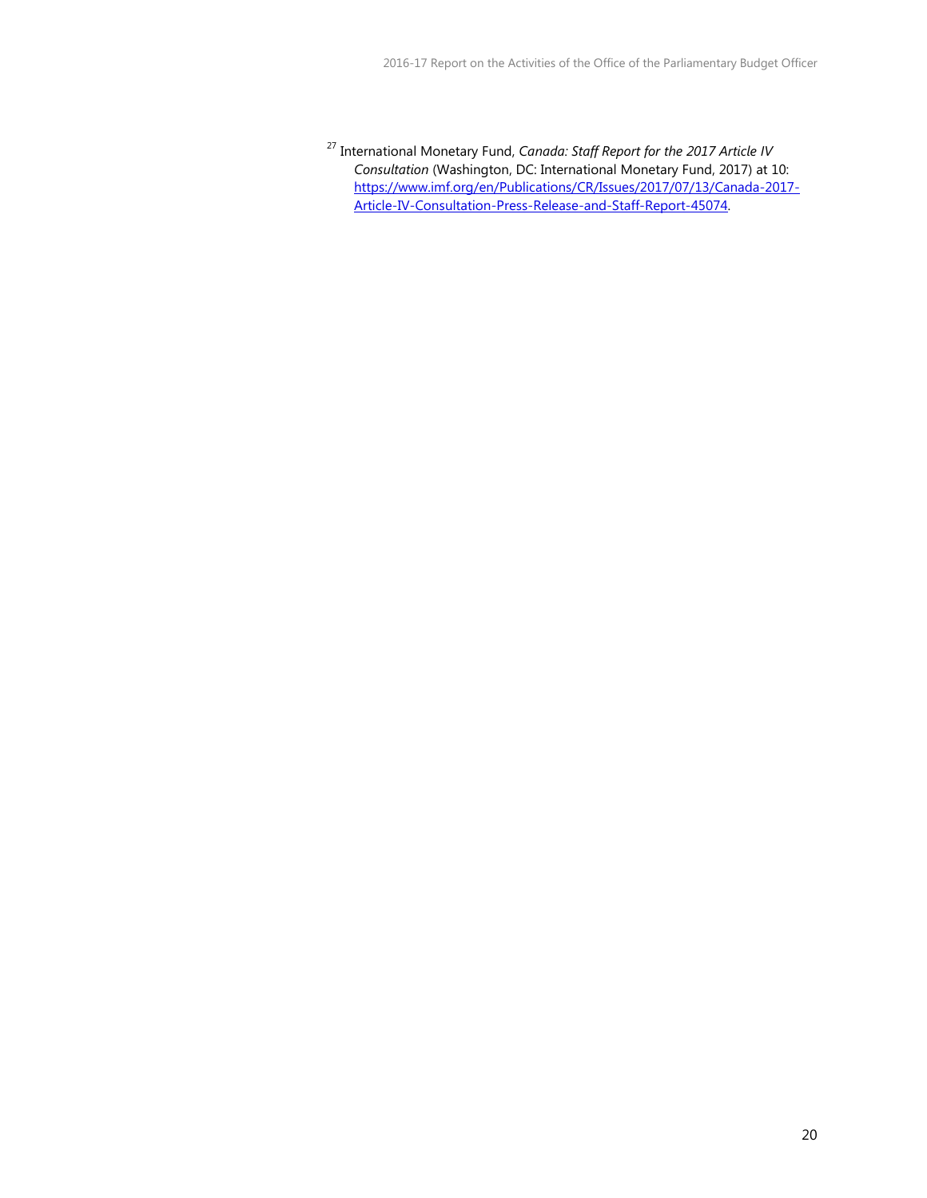[27] International Monetary Fund, *Canada: Staff Report for the 2017 Article IV Consultation* (Washington, DC: International Monetary Fund, 2017) at 10: https://www.imf.org/en/Publications/CR/Issues/2017/07/13/Canada-2017-Article-IV-Consultation-Press-Release-and-Staff-Report-45074.